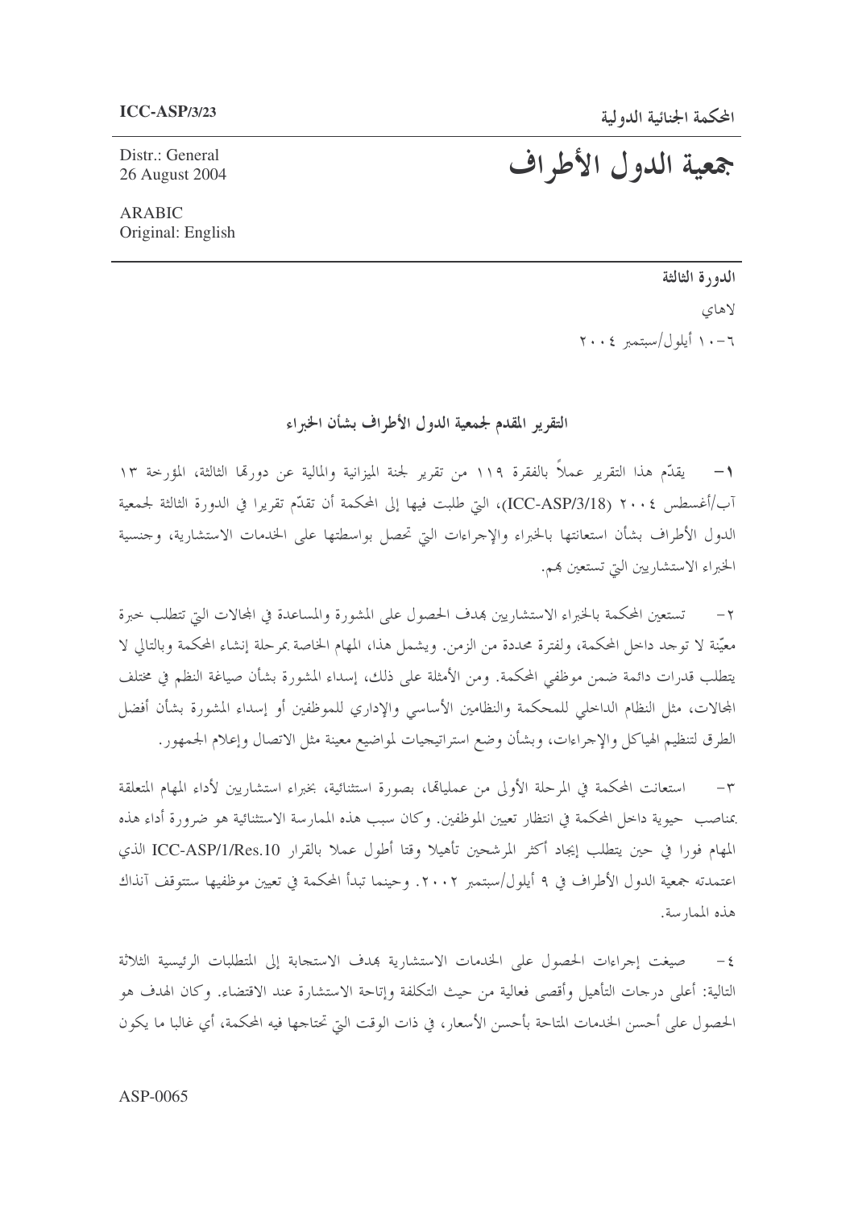ICC-ASP/3/23

المحكمة الجنائية الدولية

Distr.: General
26 August 2004

# جمعية الدول الأطراف

ARABIC
Original: English

**الدورة الثالثة**

لاهاي

٦-١٠ أيلول/سبتمبر ٢٠٠٤

## التقرير المقدم لجمعية الدول الأطراف بشأن الخبراء

**١-** يقدّم هذا التقرير عملاً بالفقرة ١١٩ من تقرير لجنة الميزانية والمالية عن دورتها الثالثة، المؤرخة ١٣ آب/أغسطس ٢٠٠٤ (ICC-ASP/3/18)، التي طلبت فيها إلى المحكمة أن تقدّم تقريرا في الدورة الثالثة لجمعية الدول الأطراف بشأن استعانتها بالخبراء والإجراءات التي تحصل بواسطتها على الخدمات الاستشارية، وجنسية الخبراء الاستشاريين التي تستعين بهم.

٢- تستعين المحكمة بالخبراء الاستشاريين بهدف الحصول على المشورة والمساعدة في المجالات التي تتطلب خبرة معيّنة لا توجد داخل المحكمة، ولفترة محددة من الزمن. ويشمل هذا، المهام الخاصة بمرحلة إنشاء المحكمة وبالتالي لا يتطلب قدرات دائمة ضمن موظفي المحكمة. ومن الأمثلة على ذلك، إسداء المشورة بشأن صياغة النظم في مختلف المجالات، مثل النظام الداخلي للمحكمة والنظامين الأساسي والإداري للموظفين أو إسداء المشورة بشأن أفضل الطرق لتنظيم الهياكل والإجراءات، وبشأن وضع استراتيجيات لمواضيع معينة مثل الاتصال وإعلام الجمهور.

٣- استعانت المحكمة في المرحلة الأولى من عملياتها، بصورة استثنائية، بخبراء استشاريين لأداء المهام المتعلقة بمناصب حيوية داخل المحكمة في انتظار تعيين الموظفين. وكان سبب هذه الممارسة الاستثنائية هو ضرورة أداء هذه المهام فورا في حين يتطلب إيجاد أكثر المرشحين تأهيلا وقتا أطول عملا بالقرار ICC-ASP/1/Res.10 الذي اعتمدته جمعية الدول الأطراف في ٩ أيلول/سبتمبر ٢٠٠٢. وحينما تبدأ المحكمة في تعيين موظفيها ستتوقف آنذاك هذه الممارسة.

٤- صيغت إجراءات الحصول على الخدمات الاستشارية بهدف الاستجابة إلى المتطلبات الرئيسية الثلاثة التالية: أعلى درجات التأهيل وأقصى فعالية من حيث التكلفة وإتاحة الاستشارة عند الاقتضاء. وكان الهدف هو الحصول على أحسن الخدمات المتاحة بأحسن الأسعار، في ذات الوقت التي تحتاجها فيه المحكمة، أي غالبا ما يكون

ASP-0065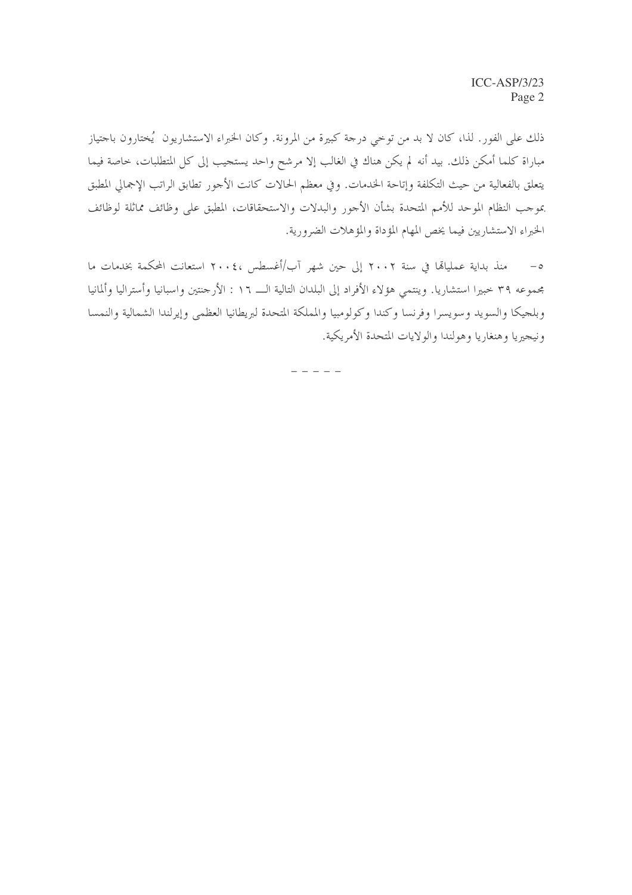ذلك على الفور. لذا، كان لا بد من توخي درجة كبيرة من المرونة. وكان الخبراء الاستشاريون يُختارون باجتياز مباراة كلما أمكن ذلك. بيد أنه لم يكن هناك في الغالب إلا مرشح واحد يستجيب إلى كل المتطلبات، خاصة فيما يتعلق بالفعالية من حيث التكلفة وإتاحة الخدمات. وفي معظم الحالات كانت الأجور تطابق الراتب الإجمالي المطبق بموجب النظام الموحد للأمم المتحدة بشأن الأجور والبدلات والاستحقاقات، المطبق على وظائف مماثلة لوظائف الخبراء الاستشاريين فيما يخص المهام المؤداة والمؤهلات الضرورية.

٥- منذ بداية عملياتها في سنة ٢٠٠٢ إلى حين شهر آب/أغسطس ٢٠٠٤، استعانت المحكمة بخدمات ما مجموعه ٣٩ خبيرا استشاريا. وينتمي هؤلاء الأفراد إلى البلدان التالية الـ ١٦ : الأرجنتين واسبانيا وأستراليا وألمانيا وبلجيكا والسويد وسويسرا وفرنسا وكندا وكولومبيا والمملكة المتحدة لبريطانيا العظمى وإيرلندا الشمالية والنمسا ونيجيريا وهنغاريا وهولندا والولايات المتحدة الأمريكية.

- - - - -